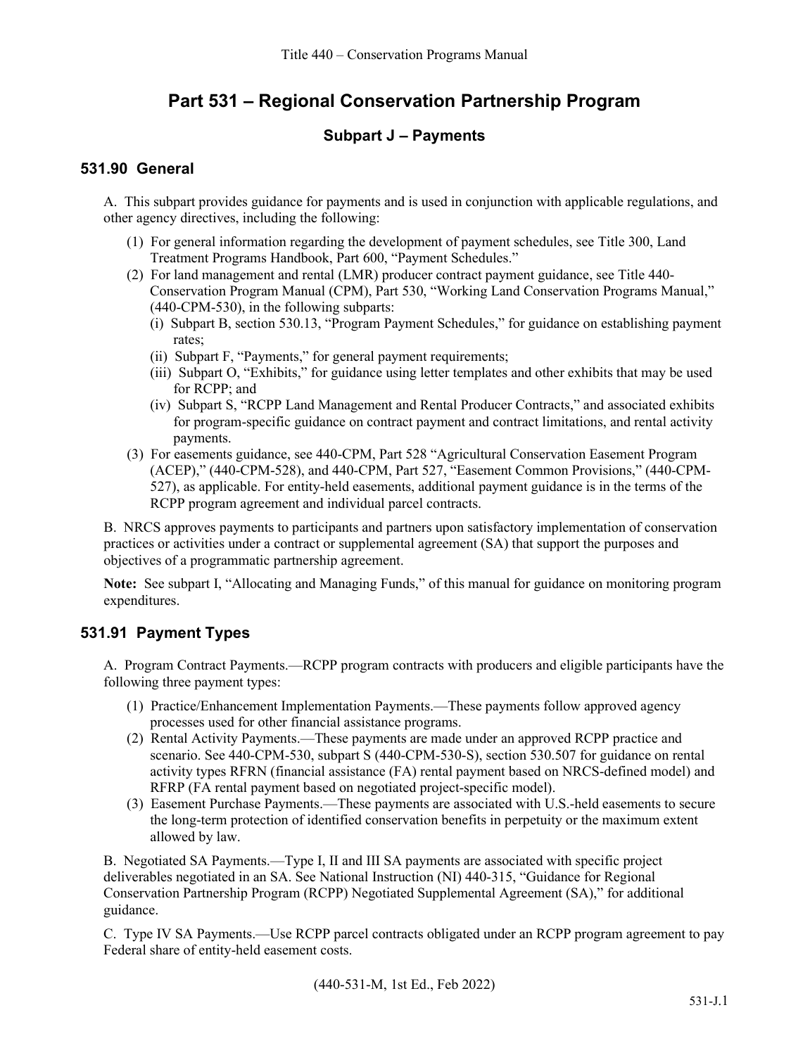# Part 531 – Regional Conservation Partnership Program

## Subpart J – Payments

### 531.90 General

A. This subpart provides guidance for payments and is used in conjunction with applicable regulations, and other agency directives, including the following:

(1) For general information regarding the development of payment schedules, see Title 300, Land Treatment Programs Handbook, Part 600, "Payment Schedules."

(2) For land management and rental (LMR) producer contract payment guidance, see Title 440-Conservation Program Manual (CPM), Part 530, "Working Land Conservation Programs Manual," (440-CPM-530), in the following subparts:

(i) Subpart B, section 530.13, "Program Payment Schedules," for guidance on establishing payment rates;

(ii) Subpart F, "Payments," for general payment requirements;

(iii) Subpart O, "Exhibits," for guidance using letter templates and other exhibits that may be used for RCPP; and

(iv) Subpart S, "RCPP Land Management and Rental Producer Contracts," and associated exhibits for program-specific guidance on contract payment and contract limitations, and rental activity payments.

(3) For easements guidance, see 440-CPM, Part 528 "Agricultural Conservation Easement Program (ACEP)," (440-CPM-528), and 440-CPM, Part 527, "Easement Common Provisions," (440-CPM-527), as applicable. For entity-held easements, additional payment guidance is in the terms of the RCPP program agreement and individual parcel contracts.

B. NRCS approves payments to participants and partners upon satisfactory implementation of conservation practices or activities under a contract or supplemental agreement (SA) that support the purposes and objectives of a programmatic partnership agreement.

**Note:** See subpart I, "Allocating and Managing Funds," of this manual for guidance on monitoring program expenditures.

### 531.91 Payment Types

A. Program Contract Payments.—RCPP program contracts with producers and eligible participants have the following three payment types:

(1) Practice/Enhancement Implementation Payments.—These payments follow approved agency processes used for other financial assistance programs.

(2) Rental Activity Payments.—These payments are made under an approved RCPP practice and scenario. See 440-CPM-530, subpart S (440-CPM-530-S), section 530.507 for guidance on rental activity types RFRN (financial assistance (FA) rental payment based on NRCS-defined model) and RFRP (FA rental payment based on negotiated project-specific model).

(3) Easement Purchase Payments.—These payments are associated with U.S.-held easements to secure the long-term protection of identified conservation benefits in perpetuity or the maximum extent allowed by law.

B. Negotiated SA Payments.—Type I, II and III SA payments are associated with specific project deliverables negotiated in an SA. See National Instruction (NI) 440-315, "Guidance for Regional Conservation Partnership Program (RCPP) Negotiated Supplemental Agreement (SA)," for additional guidance.

C. Type IV SA Payments.—Use RCPP parcel contracts obligated under an RCPP program agreement to pay Federal share of entity-held easement costs.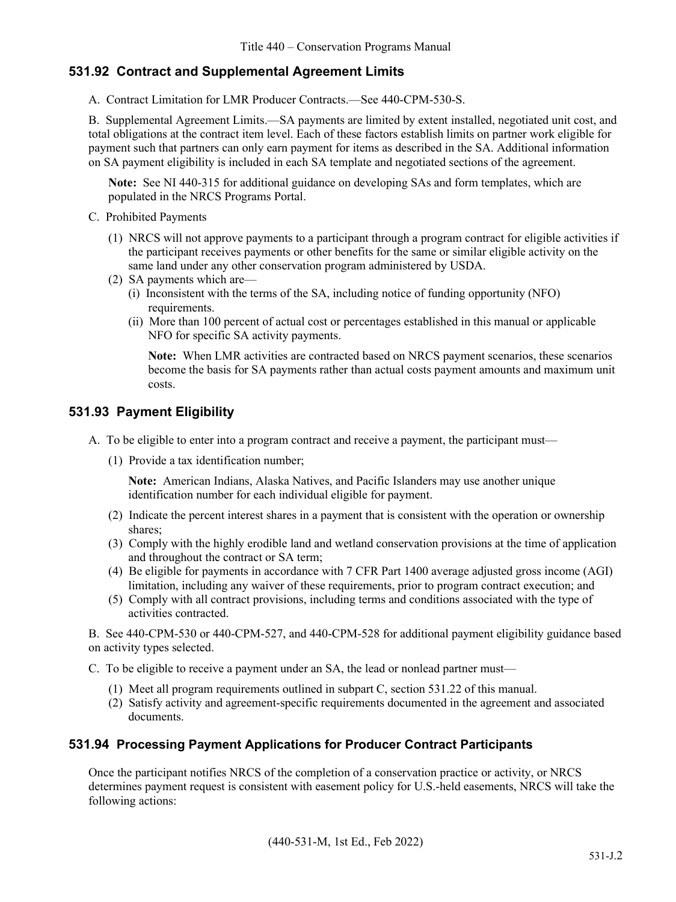## 531.92 Contract and Supplemental Agreement Limits

A. Contract Limitation for LMR Producer Contracts.—See 440-CPM-530-S.

B. Supplemental Agreement Limits.—SA payments are limited by extent installed, negotiated unit cost, and total obligations at the contract item level. Each of these factors establish limits on partner work eligible for payment such that partners can only earn payment for items as described in the SA. Additional information on SA payment eligibility is included in each SA template and negotiated sections of the agreement.

> **Note:** See NI 440-315 for additional guidance on developing SAs and form templates, which are populated in the NRCS Programs Portal.

C. Prohibited Payments

(1) NRCS will not approve payments to a participant through a program contract for eligible activities if the participant receives payments or other benefits for the same or similar eligible activity on the same land under any other conservation program administered by USDA.

(2) SA payments which are—

(i) Inconsistent with the terms of the SA, including notice of funding opportunity (NFO) requirements.

(ii) More than 100 percent of actual cost or percentages established in this manual or applicable NFO for specific SA activity payments.

> **Note:** When LMR activities are contracted based on NRCS payment scenarios, these scenarios become the basis for SA payments rather than actual costs payment amounts and maximum unit costs.

## 531.93 Payment Eligibility

A. To be eligible to enter into a program contract and receive a payment, the participant must—

(1) Provide a tax identification number;

> **Note:** American Indians, Alaska Natives, and Pacific Islanders may use another unique identification number for each individual eligible for payment.

(2) Indicate the percent interest shares in a payment that is consistent with the operation or ownership shares;

(3) Comply with the highly erodible land and wetland conservation provisions at the time of application and throughout the contract or SA term;

(4) Be eligible for payments in accordance with 7 CFR Part 1400 average adjusted gross income (AGI) limitation, including any waiver of these requirements, prior to program contract execution; and

(5) Comply with all contract provisions, including terms and conditions associated with the type of activities contracted.

B. See 440-CPM-530 or 440-CPM-527, and 440-CPM-528 for additional payment eligibility guidance based on activity types selected.

C. To be eligible to receive a payment under an SA, the lead or nonlead partner must—

(1) Meet all program requirements outlined in subpart C, section 531.22 of this manual.

(2) Satisfy activity and agreement-specific requirements documented in the agreement and associated documents.

## 531.94 Processing Payment Applications for Producer Contract Participants

Once the participant notifies NRCS of the completion of a conservation practice or activity, or NRCS determines payment request is consistent with easement policy for U.S.-held easements, NRCS will take the following actions: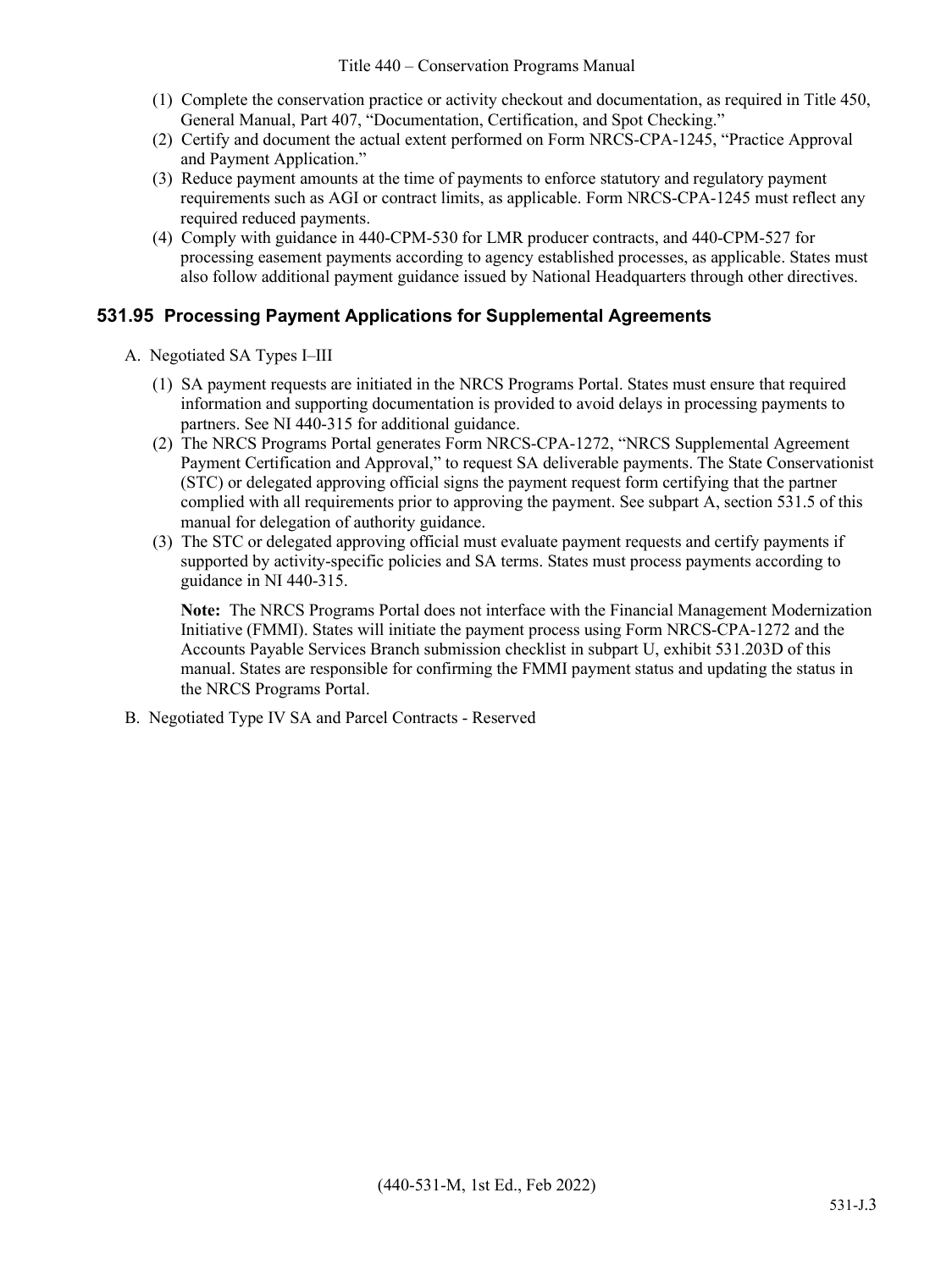(1) Complete the conservation practice or activity checkout and documentation, as required in Title 450, General Manual, Part 407, "Documentation, Certification, and Spot Checking."
(2) Certify and document the actual extent performed on Form NRCS-CPA-1245, "Practice Approval and Payment Application."
(3) Reduce payment amounts at the time of payments to enforce statutory and regulatory payment requirements such as AGI or contract limits, as applicable. Form NRCS-CPA-1245 must reflect any required reduced payments.
(4) Comply with guidance in 440-CPM-530 for LMR producer contracts, and 440-CPM-527 for processing easement payments according to agency established processes, as applicable. States must also follow additional payment guidance issued by National Headquarters through other directives.

## 531.95 Processing Payment Applications for Supplemental Agreements

A. Negotiated SA Types I–III

(1) SA payment requests are initiated in the NRCS Programs Portal. States must ensure that required information and supporting documentation is provided to avoid delays in processing payments to partners. See NI 440-315 for additional guidance.
(2) The NRCS Programs Portal generates Form NRCS-CPA-1272, "NRCS Supplemental Agreement Payment Certification and Approval," to request SA deliverable payments. The State Conservationist (STC) or delegated approving official signs the payment request form certifying that the partner complied with all requirements prior to approving the payment. See subpart A, section 531.5 of this manual for delegation of authority guidance.
(3) The STC or delegated approving official must evaluate payment requests and certify payments if supported by activity-specific policies and SA terms. States must process payments according to guidance in NI 440-315.

**Note:** The NRCS Programs Portal does not interface with the Financial Management Modernization Initiative (FMMI). States will initiate the payment process using Form NRCS-CPA-1272 and the Accounts Payable Services Branch submission checklist in subpart U, exhibit 531.203D of this manual. States are responsible for confirming the FMMI payment status and updating the status in the NRCS Programs Portal.

B. Negotiated Type IV SA and Parcel Contracts - Reserved